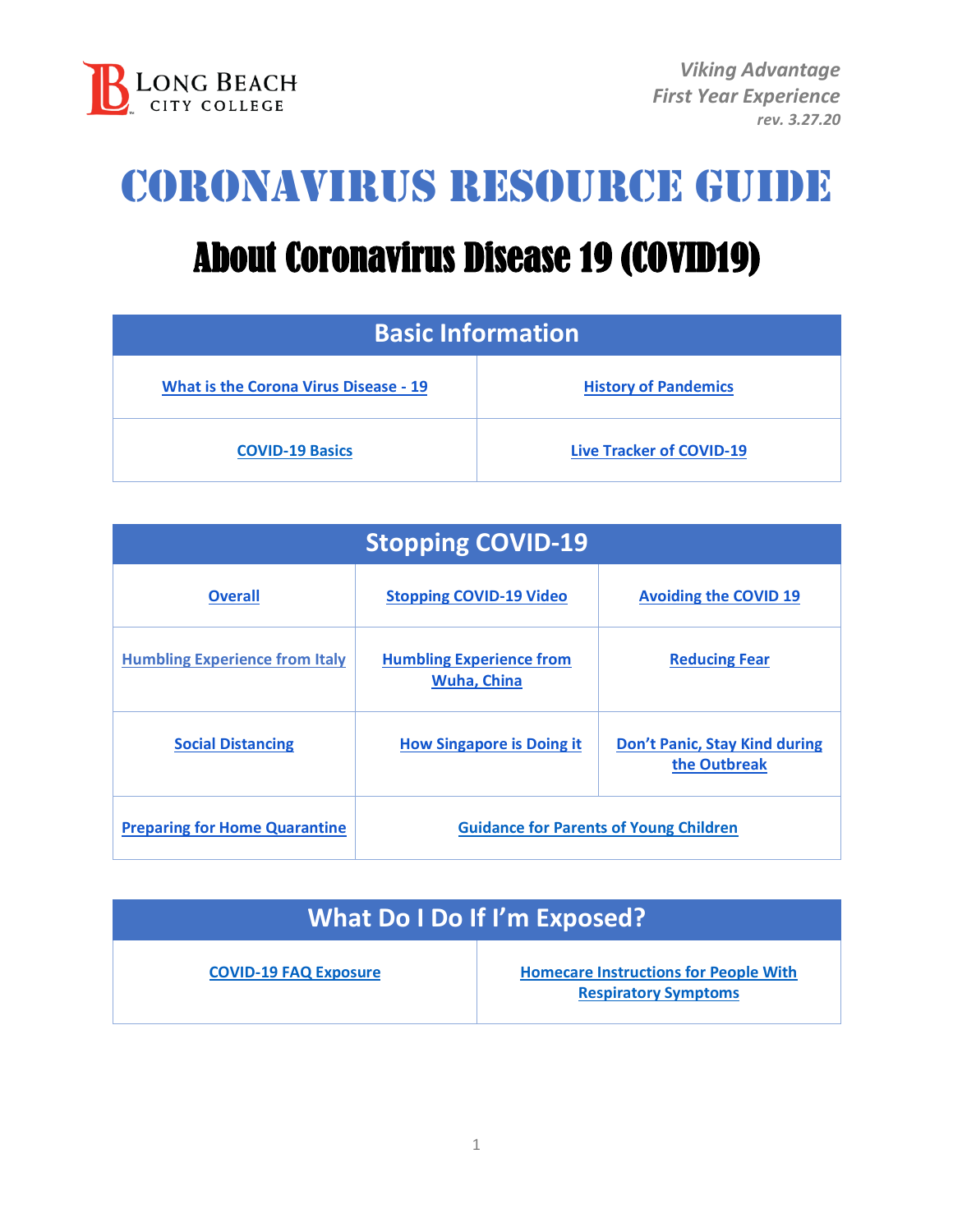Long Beach City College

*Viking Advantage*
*First Year Experience*
***rev. 3.27.20***

# Coronavirus Resource Guide

## About Coronavirus Disease 19 (COVID19)

| Basic Information | |
|---|---|
| What is the Corona Virus Disease - 19 | History of Pandemics |
| COVID-19 Basics | Live Tracker of COVID-19 |

| Stopping COVID-19 | | |
|---|---|---|
| Overall | Stopping COVID-19 Video | Avoiding the COVID 19 |
| Humbling Experience from Italy | Humbling Experience from Wuha, China | Reducing Fear |
| Social Distancing | How Singapore is Doing it | Don't Panic, Stay Kind during the Outbreak |
| Preparing for Home Quarantine | Guidance for Parents of Young Children | |

| What Do I Do If I'm Exposed? | |
|---|---|
| COVID-19 FAQ Exposure | Homecare Instructions for People With Respiratory Symptoms |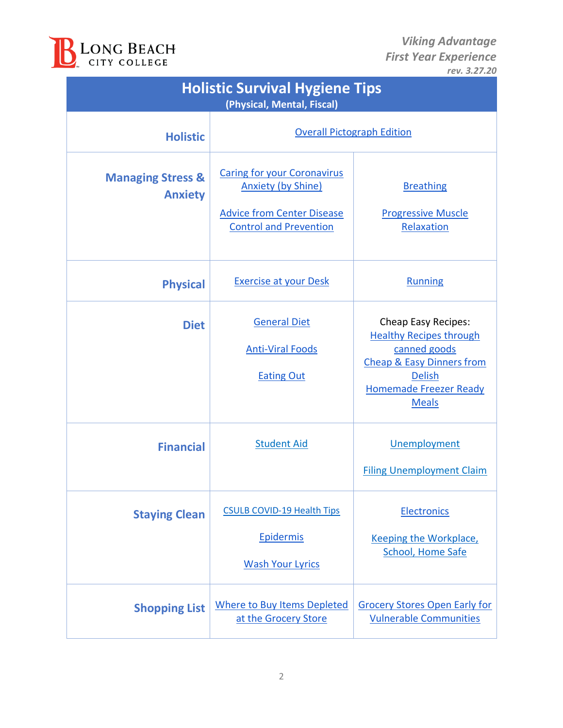## Holistic Survival Hygiene Tips
**(Physical, Mental, Fiscal)**

| | | |
|---|---|---|
| **Holistic** | Overall Pictograph Edition | |
| **Managing Stress & Anxiety** | Caring for your Coronavirus Anxiety (by Shine)<br><br>Advice from Center Disease Control and Prevention | Breathing<br><br>Progressive Muscle Relaxation |
| **Physical** | Exercise at your Desk | Running |
| **Diet** | General Diet<br><br>Anti-Viral Foods<br><br>Eating Out | Cheap Easy Recipes:<br>Healthy Recipes through canned goods<br>Cheap & Easy Dinners from Delish<br>Homemade Freezer Ready Meals |
| **Financial** | Student Aid | Unemployment<br><br>Filing Unemployment Claim |
| **Staying Clean** | CSULB COVID-19 Health Tips<br><br>Epidermis<br><br>Wash Your Lyrics | Electronics<br><br>Keeping the Workplace, School, Home Safe |
| **Shopping List** | Where to Buy Items Depleted at the Grocery Store | Grocery Stores Open Early for Vulnerable Communities |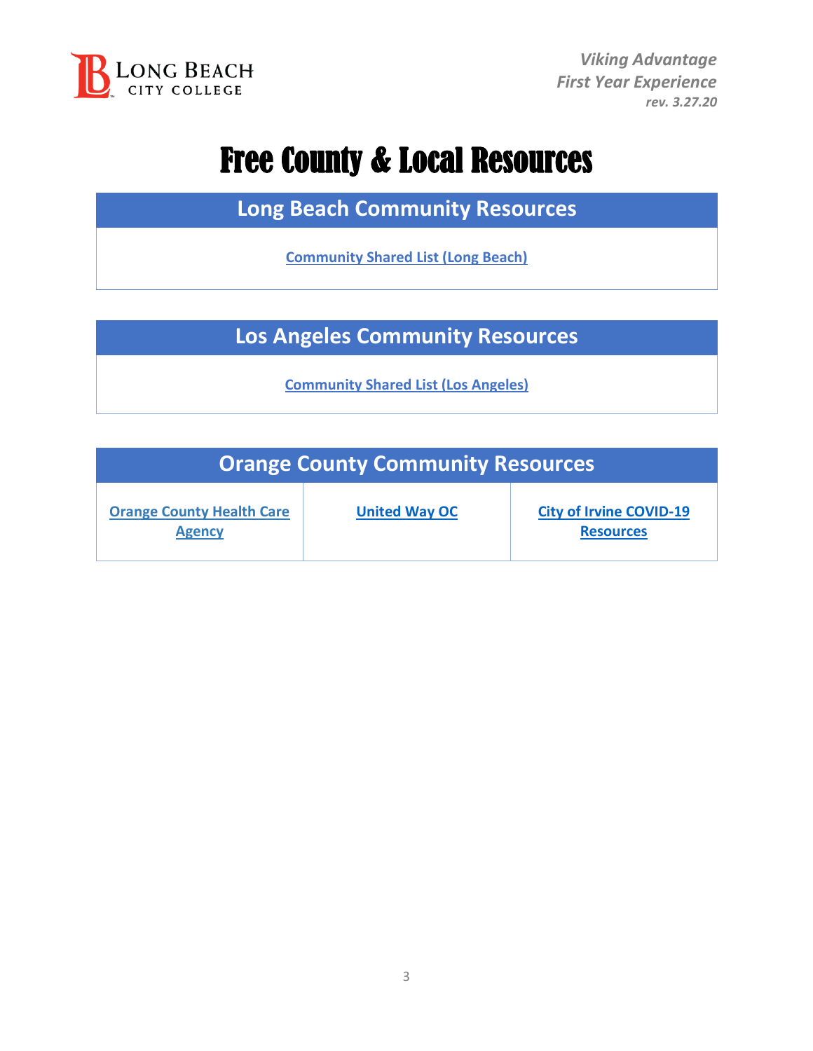# Free County & Local Resources

| Long Beach Community Resources |
| --- |
| Community Shared List (Long Beach) |

| Los Angeles Community Resources |
| --- |
| Community Shared List (Los Angeles) |

| Orange County Community Resources | | |
| --- | --- | --- |
| Orange County Health Care Agency | United Way OC | City of Irvine COVID-19 Resources |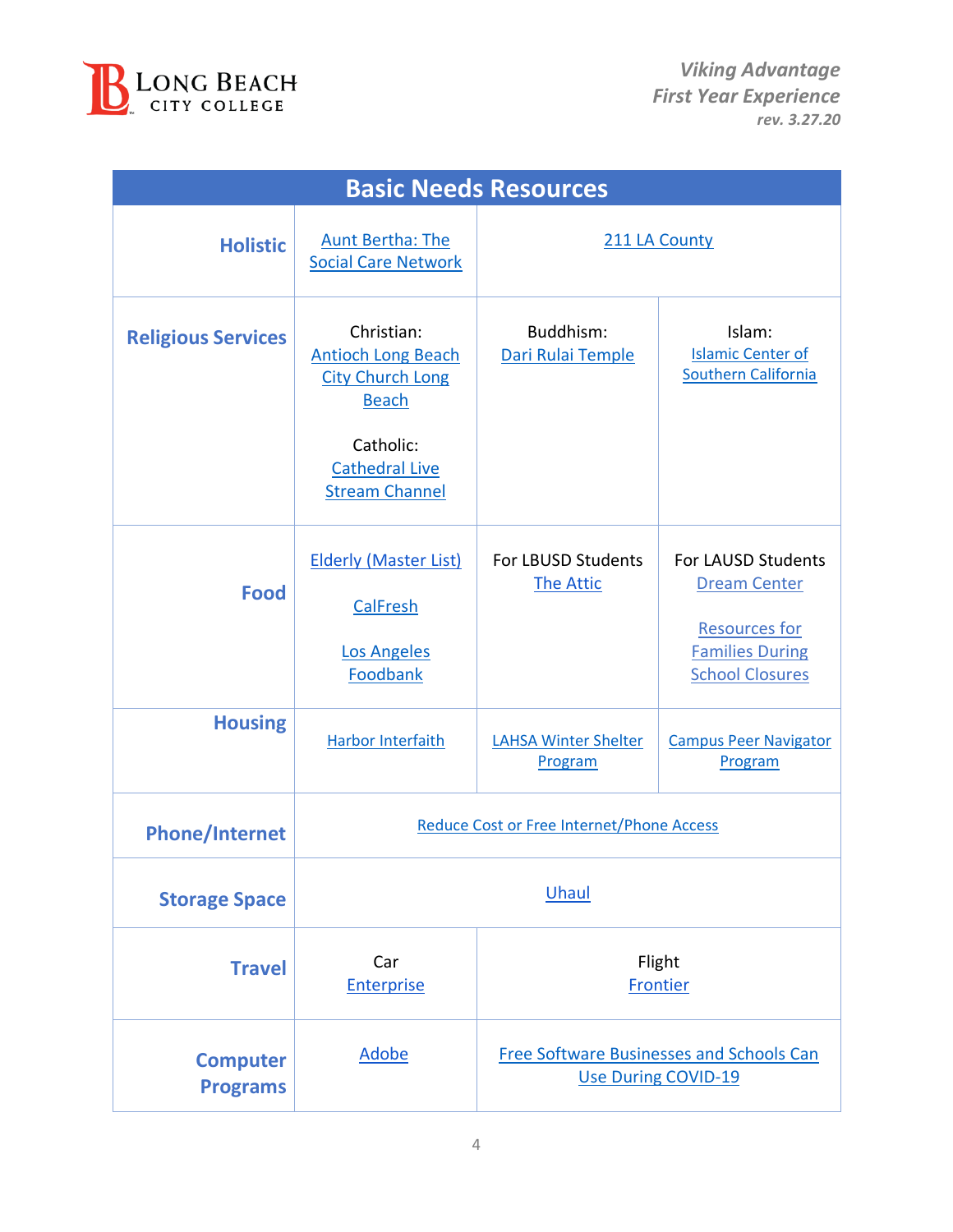## Basic Needs Resources

| Category | | | |
|---|---|---|---|
| **Holistic** | Aunt Bertha: The Social Care Network | 211 LA County | |
| **Religious Services** | Christian: Antioch Long Beach City Church Long Beach<br><br>Catholic: Cathedral Live Stream Channel | Buddhism: Dari Rulai Temple | Islam: Islamic Center of Southern California |
| **Food** | Elderly (Master List)<br><br>CalFresh<br><br>Los Angeles Foodbank | For LBUSD Students The Attic | For LAUSD Students Dream Center<br><br>Resources for Families During School Closures |
| **Housing** | Harbor Interfaith | LAHSA Winter Shelter Program | Campus Peer Navigator Program |
| **Phone/Internet** | Reduce Cost or Free Internet/Phone Access | | |
| **Storage Space** | Uhaul | | |
| **Travel** | Car Enterprise | Flight Frontier | |
| **Computer Programs** | Adobe | Free Software Businesses and Schools Can Use During COVID-19 | |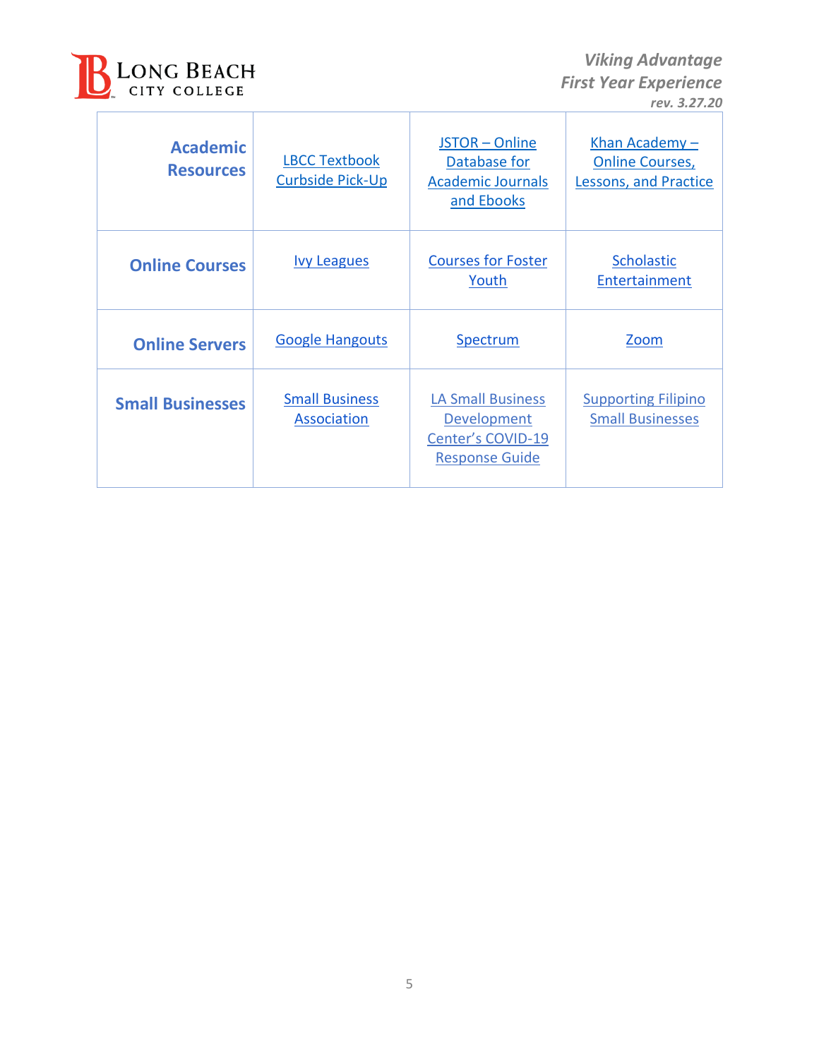| Academic Resources | LBCC Textbook Curbside Pick-Up | JSTOR – Online Database for Academic Journals and Ebooks | Khan Academy – Online Courses, Lessons, and Practice |
|---|---|---|---|
| **Online Courses** | Ivy Leagues | Courses for Foster Youth | Scholastic Entertainment |
| **Online Servers** | Google Hangouts | Spectrum | Zoom |
| **Small Businesses** | Small Business Association | LA Small Business Development Center's COVID-19 Response Guide | Supporting Filipino Small Businesses |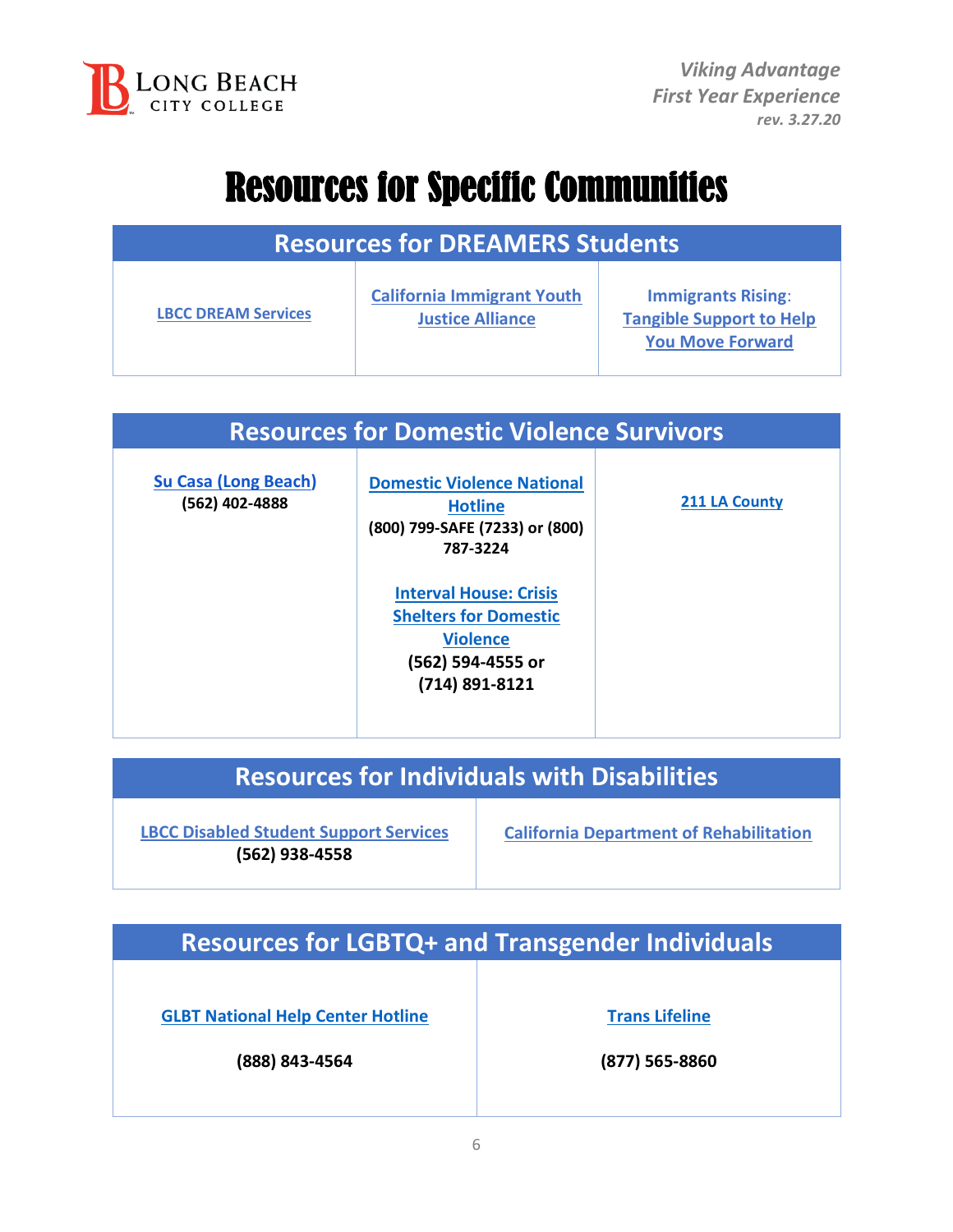# Resources for Specific Communities

| Resources for DREAMERS Students | | |
|---|---|---|
| LBCC DREAM Services | California Immigrant Youth Justice Alliance | Immigrants Rising: Tangible Support to Help You Move Forward |

| Resources for Domestic Violence Survivors | | |
|---|---|---|
| Su Casa (Long Beach) **(562) 402-4888** | Domestic Violence National Hotline **(800) 799-SAFE (7233) or (800) 787-3224** <br><br> Interval House: Crisis Shelters for Domestic Violence **(562) 594-4555 or (714) 891-8121** | 211 LA County |

| Resources for Individuals with Disabilities | |
|---|---|
| LBCC Disabled Student Support Services **(562) 938-4558** | California Department of Rehabilitation |

| Resources for LGBTQ+ and Transgender Individuals | |
|---|---|
| GLBT National Help Center Hotline **(888) 843-4564** | Trans Lifeline **(877) 565-8860** |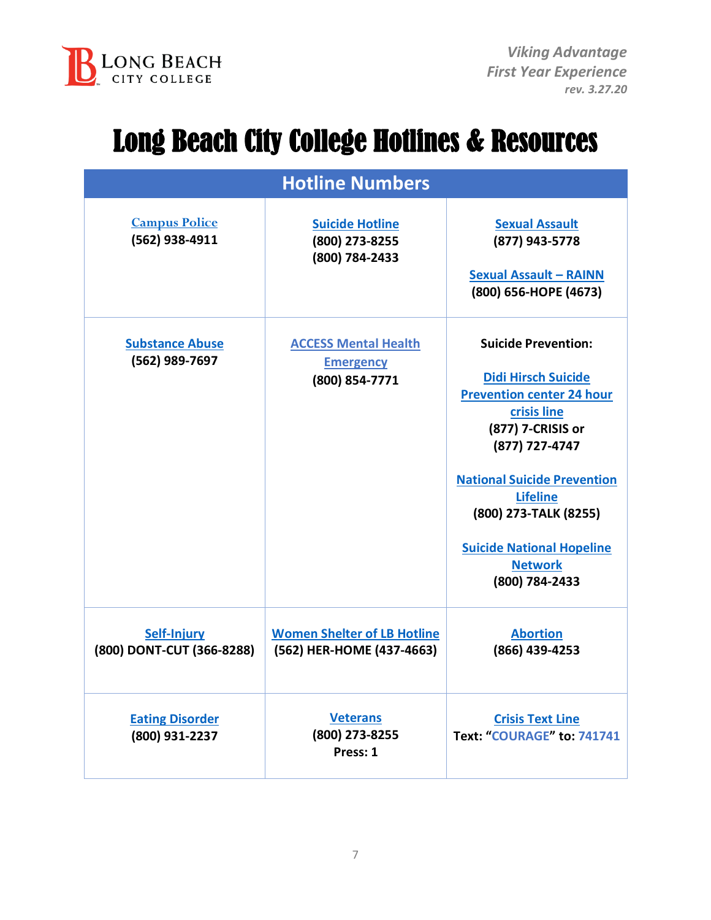# Long Beach City College Hotlines & Resources

| Hotline Numbers | | |
|---|---|---|
| Campus Police<br>(562) 938-4911 | Suicide Hotline<br>(800) 273-8255<br>(800) 784-2433 | Sexual Assault<br>(877) 943-5778<br><br>Sexual Assault – RAINN<br>(800) 656-HOPE (4673) |
| Substance Abuse<br>(562) 989-7697 | ACCESS Mental Health Emergency<br>(800) 854-7771 | **Suicide Prevention:**<br><br>Didi Hirsch Suicide Prevention center 24 hour crisis line<br>(877) 7-CRISIS or<br>(877) 727-4747<br><br>National Suicide Prevention Lifeline<br>(800) 273-TALK (8255)<br><br>Suicide National Hopeline Network<br>(800) 784-2433 |
| Self-Injury<br>(800) DONT-CUT (366-8288) | Women Shelter of LB Hotline<br>(562) HER-HOME (437-4663) | Abortion<br>(866) 439-4253 |
| Eating Disorder<br>(800) 931-2237 | Veterans<br>(800) 273-8255<br>Press: 1 | Crisis Text Line<br>Text: "COURAGE" to: 741741 |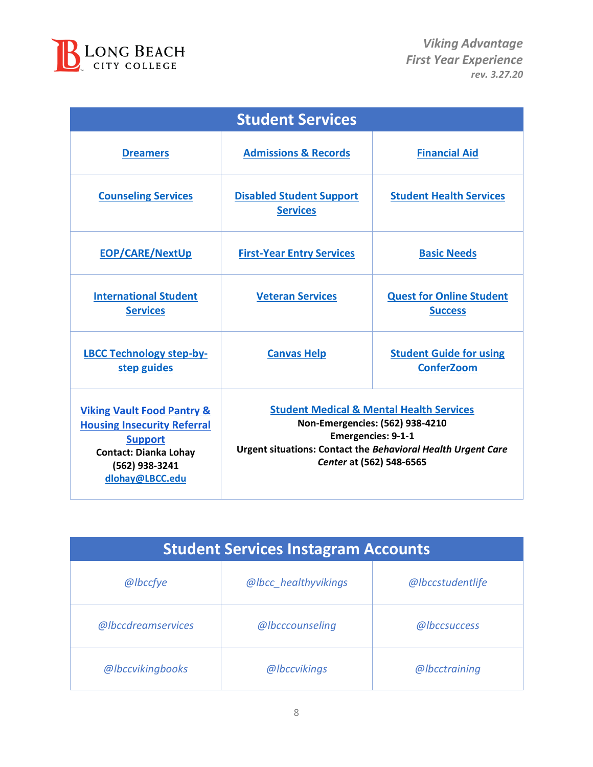| Student Services | | |
|---|---|---|
| Dreamers | Admissions & Records | Financial Aid |
| Counseling Services | Disabled Student Support Services | Student Health Services |
| EOP/CARE/NextUp | First-Year Entry Services | Basic Needs |
| International Student Services | Veteran Services | Quest for Online Student Success |
| LBCC Technology step-by-step guides | Canvas Help | Student Guide for using ConferZoom |
| Viking Vault Food Pantry & Housing Insecurity Referral Support<br>**Contact: Dianka Lohay**<br>**(562) 938-3241**<br>dlohay@LBCC.edu | Student Medical & Mental Health Services<br>**Non-Emergencies: (562) 938-4210**<br>**Emergencies: 9-1-1**<br>**Urgent situations: Contact the *Behavioral Health Urgent Care Center* at (562) 548-6565** | |

| Student Services Instagram Accounts | | |
|---|---|---|
| *@lbccfye* | *@lbcc_healthyvikings* | *@lbccstudentlife* |
| *@lbccdreamservices* | *@lbcccounseling* | *@lbccsuccess* |
| *@lbccvikingbooks* | *@lbccvikings* | *@lbcctraining* |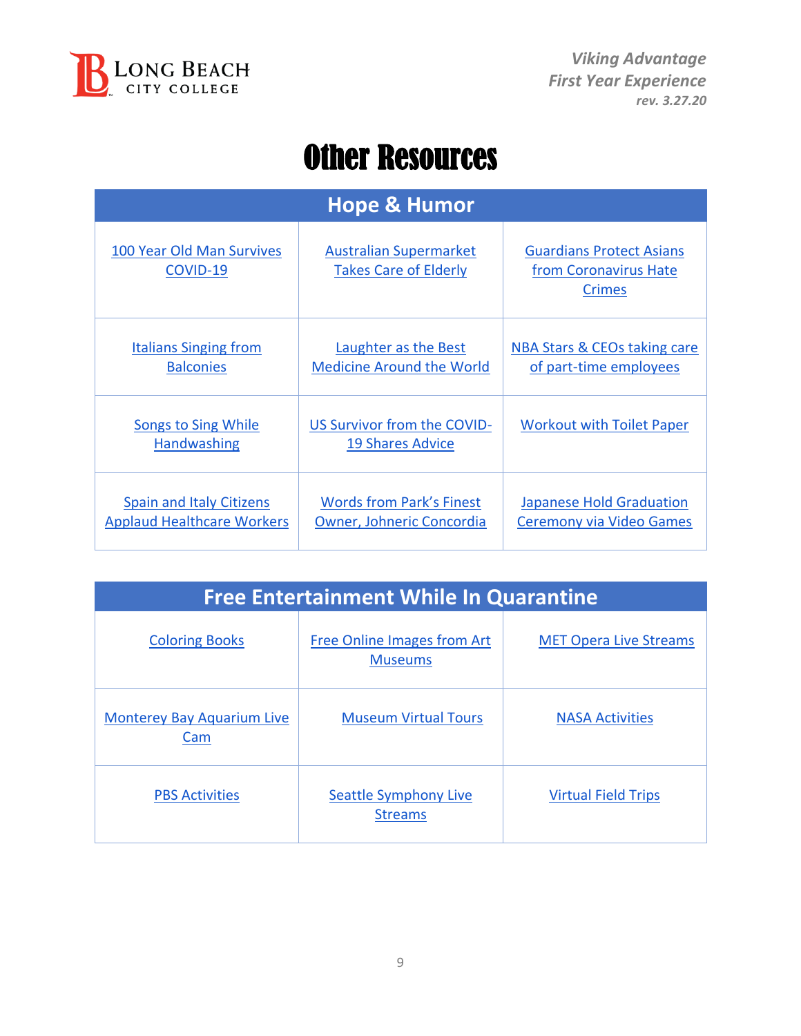# Other Resources

| Hope & Humor | | |
|---|---|---|
| 100 Year Old Man Survives COVID-19 | Australian Supermarket Takes Care of Elderly | Guardians Protect Asians from Coronavirus Hate Crimes |
| Italians Singing from Balconies | Laughter as the Best Medicine Around the World | NBA Stars & CEOs taking care of part-time employees |
| Songs to Sing While Handwashing | US Survivor from the COVID-19 Shares Advice | Workout with Toilet Paper |
| Spain and Italy Citizens Applaud Healthcare Workers | Words from Park's Finest Owner, Johneric Concordia | Japanese Hold Graduation Ceremony via Video Games |

| Free Entertainment While In Quarantine | | |
|---|---|---|
| Coloring Books | Free Online Images from Art Museums | MET Opera Live Streams |
| Monterey Bay Aquarium Live Cam | Museum Virtual Tours | NASA Activities |
| PBS Activities | Seattle Symphony Live Streams | Virtual Field Trips |